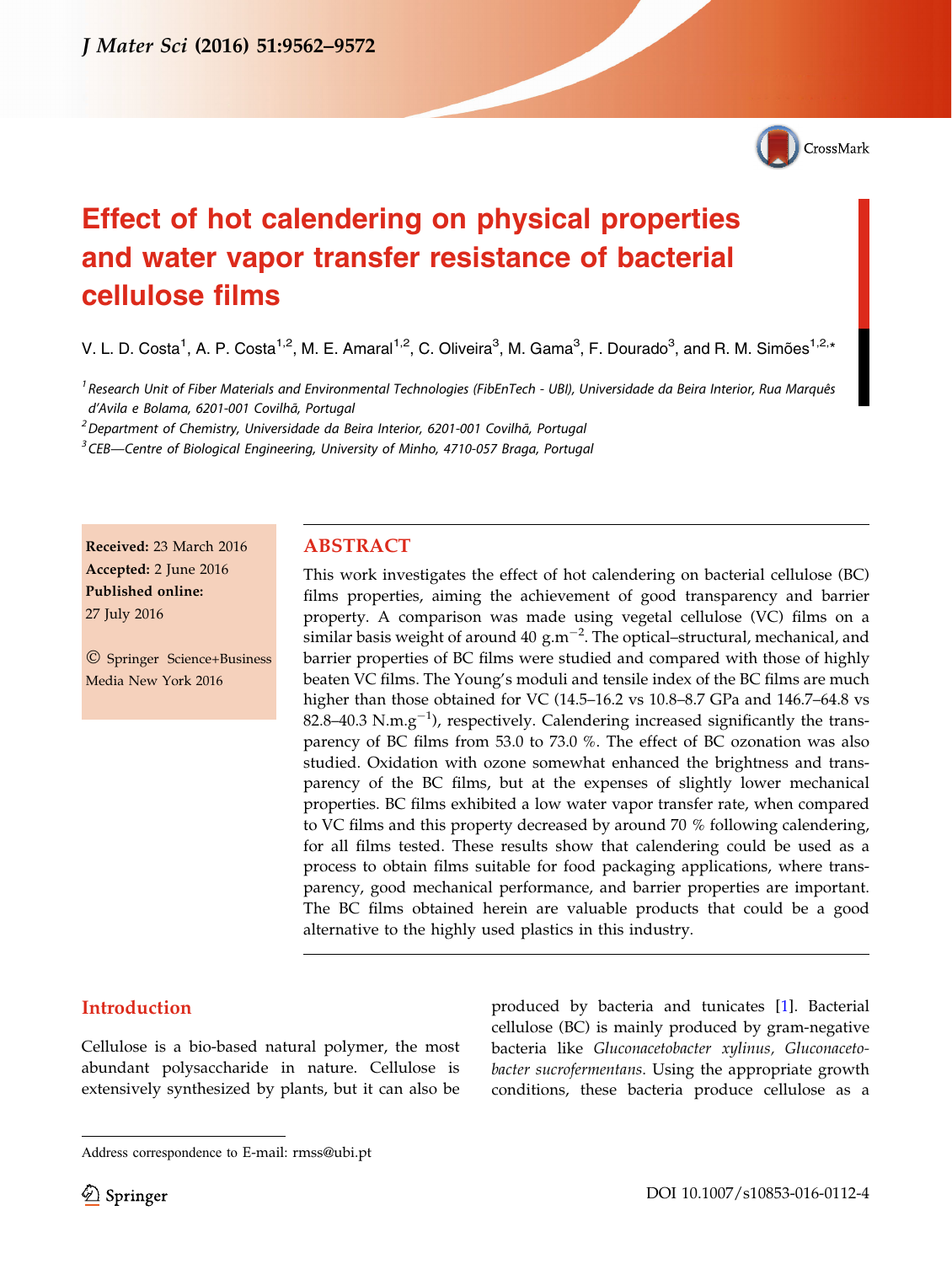# Effect of hot calendering on physical properties and water vapor transfer resistance of bacterial cellulose films

V. L. D. Costa[1], A. P. Costa[1,2], M. E. Amaral[1,2], C. Oliveira[3], M. Gama[3], F. Dourado[3], and R. M. Simões[1,2,*]

[1] Research Unit of Fiber Materials and Environmental Technologies (FibEnTech - UBI), Universidade da Beira Interior, Rua Marquês d'Avila e Bolama, 6201-001 Covilhã, Portugal

[2] Department of Chemistry, Universidade da Beira Interior, 6201-001 Covilhã, Portugal

[3] CEB—Centre of Biological Engineering, University of Minho, 4710-057 Braga, Portugal

**Received:** 23 March 2016
**Accepted:** 2 June 2016
**Published online:** 27 July 2016

© Springer Science+Business Media New York 2016

## ABSTRACT

This work investigates the effect of hot calendering on bacterial cellulose (BC) films properties, aiming the achievement of good transparency and barrier property. A comparison was made using vegetal cellulose (VC) films on a similar basis weight of around 40 $g.m^{-2}$. The optical–structural, mechanical, and barrier properties of BC films were studied and compared with those of highly beaten VC films. The Young's moduli and tensile index of the BC films are much higher than those obtained for VC (14.5–16.2 vs 10.8–8.7 GPa and 146.7–64.8 vs 82.8–40.3 $N.m.g^{-1}$), respectively. Calendering increased significantly the transparency of BC films from 53.0 to 73.0 %. The effect of BC ozonation was also studied. Oxidation with ozone somewhat enhanced the brightness and transparency of the BC films, but at the expenses of slightly lower mechanical properties. BC films exhibited a low water vapor transfer rate, when compared to VC films and this property decreased by around 70 % following calendering, for all films tested. These results show that calendering could be used as a process to obtain films suitable for food packaging applications, where transparency, good mechanical performance, and barrier properties are important. The BC films obtained herein are valuable products that could be a good alternative to the highly used plastics in this industry.

## Introduction

Cellulose is a bio-based natural polymer, the most abundant polysaccharide in nature. Cellulose is extensively synthesized by plants, but it can also be produced by bacteria and tunicates [1]. Bacterial cellulose (BC) is mainly produced by gram-negative bacteria like *Gluconacetobacter xylinus, Gluconacetobacter sucrofermentans*. Using the appropriate growth conditions, these bacteria produce cellulose as a

Address correspondence to E-mail: rmss@ubi.pt

DOI 10.1007/s10853-016-0112-4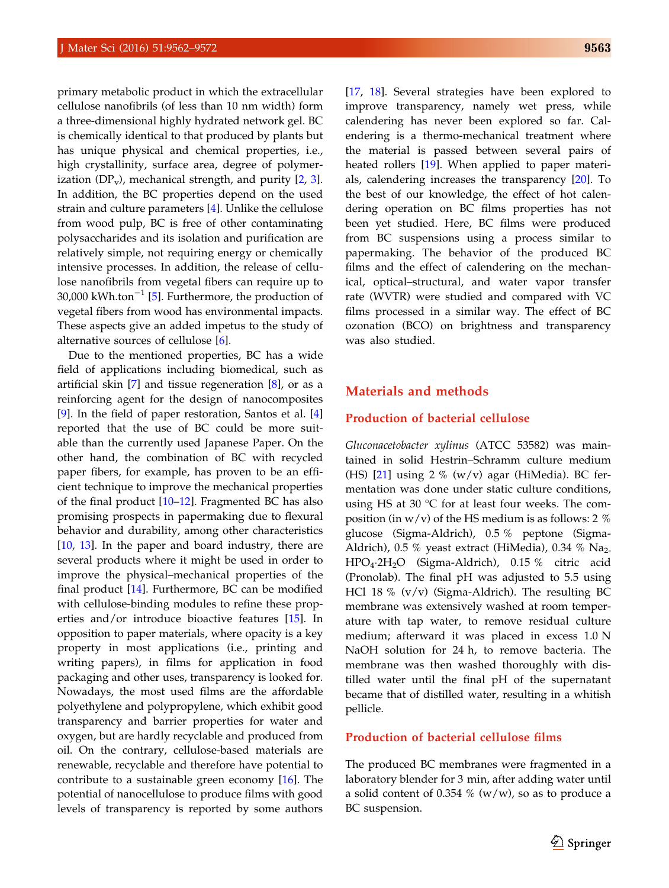primary metabolic product in which the extracellular cellulose nanofibrils (of less than 10 nm width) form a three-dimensional highly hydrated network gel. BC is chemically identical to that produced by plants but has unique physical and chemical properties, i.e., high crystallinity, surface area, degree of polymerization ($DP_v$), mechanical strength, and purity [2, 3]. In addition, the BC properties depend on the used strain and culture parameters [4]. Unlike the cellulose from wood pulp, BC is free of other contaminating polysaccharides and its isolation and purification are relatively simple, not requiring energy or chemically intensive processes. In addition, the release of cellulose nanofibrils from vegetal fibers can require up to 30,000 kWh.ton$^{-1}$ [5]. Furthermore, the production of vegetal fibers from wood has environmental impacts. These aspects give an added impetus to the study of alternative sources of cellulose [6].

Due to the mentioned properties, BC has a wide field of applications including biomedical, such as artificial skin [7] and tissue regeneration [8], or as a reinforcing agent for the design of nanocomposites [9]. In the field of paper restoration, Santos et al. [4] reported that the use of BC could be more suitable than the currently used Japanese Paper. On the other hand, the combination of BC with recycled paper fibers, for example, has proven to be an efficient technique to improve the mechanical properties of the final product [10–12]. Fragmented BC has also promising prospects in papermaking due to flexural behavior and durability, among other characteristics [10, 13]. In the paper and board industry, there are several products where it might be used in order to improve the physical–mechanical properties of the final product [14]. Furthermore, BC can be modified with cellulose-binding modules to refine these properties and/or introduce bioactive features [15]. In opposition to paper materials, where opacity is a key property in most applications (i.e., printing and writing papers), in films for application in food packaging and other uses, transparency is looked for. Nowadays, the most used films are the affordable polyethylene and polypropylene, which exhibit good transparency and barrier properties for water and oxygen, but are hardly recyclable and produced from oil. On the contrary, cellulose-based materials are renewable, recyclable and therefore have potential to contribute to a sustainable green economy [16]. The potential of nanocellulose to produce films with good levels of transparency is reported by some authors [17, 18]. Several strategies have been explored to improve transparency, namely wet press, while calendering has never been explored so far. Calendering is a thermo-mechanical treatment where the material is passed between several pairs of heated rollers [19]. When applied to paper materials, calendering increases the transparency [20]. To the best of our knowledge, the effect of hot calendering operation on BC films properties has not been yet studied. Here, BC films were produced from BC suspensions using a process similar to papermaking. The behavior of the produced BC films and the effect of calendering on the mechanical, optical–structural, and water vapor transfer rate (WVTR) were studied and compared with VC films processed in a similar way. The effect of BC ozonation (BCO) on brightness and transparency was also studied.

## Materials and methods

### Production of bacterial cellulose

*Gluconacetobacter xylinus* (ATCC 53582) was maintained in solid Hestrin–Schramm culture medium (HS) [21] using 2 % (w/v) agar (HiMedia). BC fermentation was done under static culture conditions, using HS at 30 °C for at least four weeks. The composition (in w/v) of the HS medium is as follows: 2 % glucose (Sigma-Aldrich), 0.5 % peptone (Sigma-Aldrich), 0.5 % yeast extract (HiMedia), 0.34 % $Na_2HPO_4{\cdot}2H_2O$ (Sigma-Aldrich), 0.15 % citric acid (Pronolab). The final pH was adjusted to 5.5 using HCl 18 % (v/v) (Sigma-Aldrich). The resulting BC membrane was extensively washed at room temperature with tap water, to remove residual culture medium; afterward it was placed in excess 1.0 N NaOH solution for 24 h, to remove bacteria. The membrane was then washed thoroughly with distilled water until the final pH of the supernatant became that of distilled water, resulting in a whitish pellicle.

### Production of bacterial cellulose films

The produced BC membranes were fragmented in a laboratory blender for 3 min, after adding water until a solid content of 0.354 % (w/w), so as to produce a BC suspension.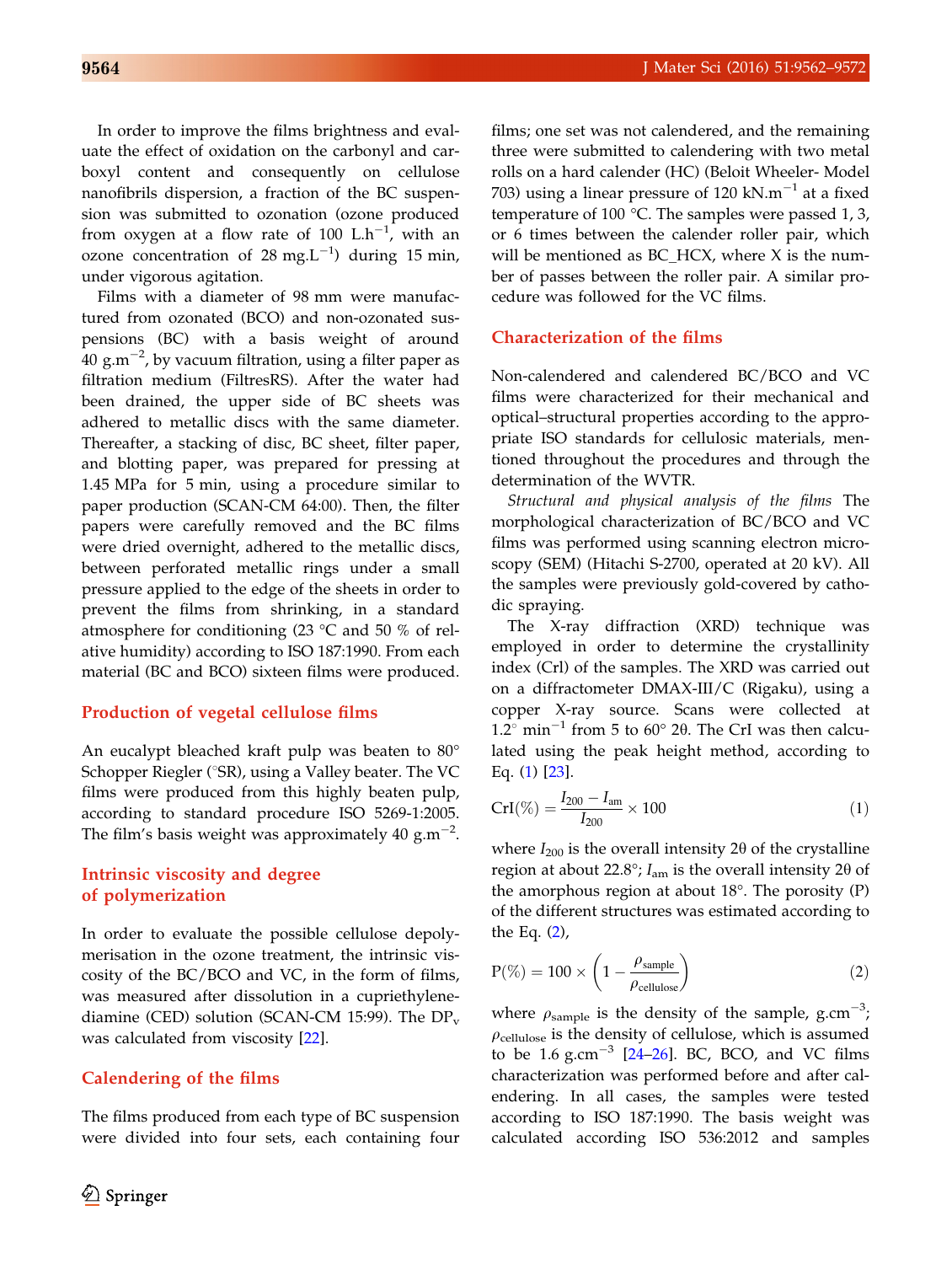In order to improve the films brightness and evaluate the effect of oxidation on the carbonyl and carboxyl content and consequently on cellulose nanofibrils dispersion, a fraction of the BC suspension was submitted to ozonation (ozone produced from oxygen at a flow rate of 100 $L.h^{-1}$, with an ozone concentration of 28 $mg.L^{-1}$) during 15 min, under vigorous agitation.

Films with a diameter of 98 mm were manufactured from ozonated (BCO) and non-ozonated suspensions (BC) with a basis weight of around 40 $g.m^{-2}$, by vacuum filtration, using a filter paper as filtration medium (FiltresRS). After the water had been drained, the upper side of BC sheets was adhered to metallic discs with the same diameter. Thereafter, a stacking of disc, BC sheet, filter paper, and blotting paper, was prepared for pressing at 1.45 MPa for 5 min, using a procedure similar to paper production (SCAN-CM 64:00). Then, the filter papers were carefully removed and the BC films were dried overnight, adhered to the metallic discs, between perforated metallic rings under a small pressure applied to the edge of the sheets in order to prevent the films from shrinking, in a standard atmosphere for conditioning (23 °C and 50 % of relative humidity) according to ISO 187:1990. From each material (BC and BCO) sixteen films were produced.

## Production of vegetal cellulose films

An eucalypt bleached kraft pulp was beaten to 80° Schopper Riegler (°SR), using a Valley beater. The VC films were produced from this highly beaten pulp, according to standard procedure ISO 5269-1:2005. The film's basis weight was approximately 40 $g.m^{-2}$.

## Intrinsic viscosity and degree of polymerization

In order to evaluate the possible cellulose depolymerisation in the ozone treatment, the intrinsic viscosity of the BC/BCO and VC, in the form of films, was measured after dissolution in a cupriethylenediamine (CED) solution (SCAN-CM 15:99). The $DP_v$ was calculated from viscosity [22].

## Calendering of the films

The films produced from each type of BC suspension were divided into four sets, each containing four films; one set was not calendered, and the remaining three were submitted to calendering with two metal rolls on a hard calender (HC) (Beloit Wheeler- Model 703) using a linear pressure of 120 $kN.m^{-1}$ at a fixed temperature of 100 °C. The samples were passed 1, 3, or 6 times between the calender roller pair, which will be mentioned as BC_HCX, where X is the number of passes between the roller pair. A similar procedure was followed for the VC films.

## Characterization of the films

Non-calendered and calendered BC/BCO and VC films were characterized for their mechanical and optical–structural properties according to the appropriate ISO standards for cellulosic materials, mentioned throughout the procedures and through the determination of the WVTR.

*Structural and physical analysis of the films* The morphological characterization of BC/BCO and VC films was performed using scanning electron microscopy (SEM) (Hitachi S-2700, operated at 20 kV). All the samples were previously gold-covered by cathodic spraying.

The X-ray diffraction (XRD) technique was employed in order to determine the crystallinity index (CrI) of the samples. The XRD was carried out on a diffractometer DMAX-III/C (Rigaku), using a copper X-ray source. Scans were collected at 1.2° $min^{-1}$ from 5 to 60° 2θ. The CrI was then calculated using the peak height method, according to Eq. (1) [23].

$$\mathrm{CrI}(\%) = \frac{I_{200} - I_{\mathrm{am}}}{I_{200}} \times 100 \tag{1}$$

where $I_{200}$ is the overall intensity 2θ of the crystalline region at about 22.8°; $I_{am}$ is the overall intensity 2θ of the amorphous region at about 18°. The porosity (P) of the different structures was estimated according to the Eq. (2),

$$\mathrm{P}(\%) = 100 \times \left(1 - \frac{\rho_{\mathrm{sample}}}{\rho_{\mathrm{cellulose}}}\right) \tag{2}$$

where $\rho_{sample}$ is the density of the sample, $g.cm^{-3}$; $\rho_{cellulose}$ is the density of cellulose, which is assumed to be 1.6 $g.cm^{-3}$ [24–26]. BC, BCO, and VC films characterization was performed before and after calendering. In all cases, the samples were tested according to ISO 187:1990. The basis weight was calculated according ISO 536:2012 and samples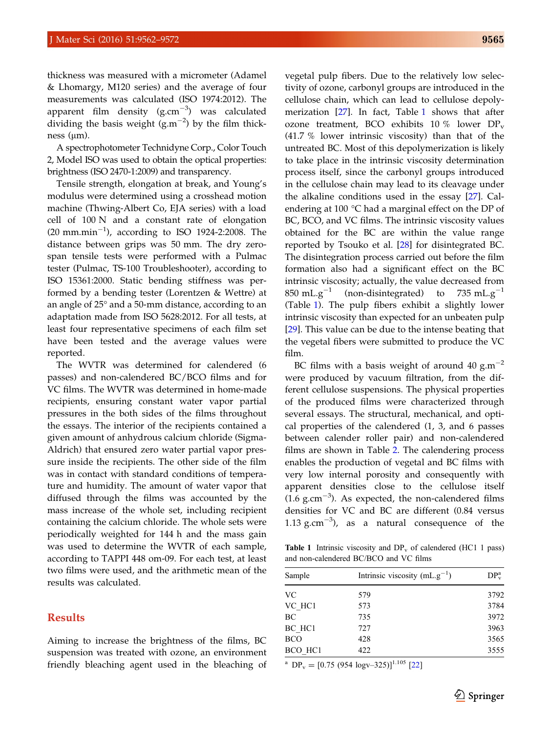thickness was measured with a micrometer (Adamel & Lhomargy, M120 series) and the average of four measurements was calculated (ISO 1974:2012). The apparent film density ($g.cm^{-3}$) was calculated dividing the basis weight ($g.m^{-2}$) by the film thickness (μm).

A spectrophotometer Technidyne Corp., Color Touch 2, Model ISO was used to obtain the optical properties: brightness (ISO 2470-1:2009) and transparency.

Tensile strength, elongation at break, and Young's modulus were determined using a crosshead motion machine (Thwing-Albert Co, EJA series) with a load cell of 100 N and a constant rate of elongation ($20\ mm.min^{-1}$), according to ISO 1924-2:2008. The distance between grips was 50 mm. The dry zero-span tensile tests were performed with a Pulmac tester (Pulmac, TS-100 Troubleshooter), according to ISO 15361:2000. Static bending stiffness was performed by a bending tester (Lorentzen & Wettre) at an angle of 25° and a 50-mm distance, according to an adaptation made from ISO 5628:2012. For all tests, at least four representative specimens of each film set have been tested and the average values were reported.

The WVTR was determined for calendered (6 passes) and non-calendered BC/BCO films and for VC films. The WVTR was determined in home-made recipients, ensuring constant water vapor partial pressures in the both sides of the films throughout the essays. The interior of the recipients contained a given amount of anhydrous calcium chloride (Sigma-Aldrich) that ensured zero water partial vapor pressure inside the recipients. The other side of the film was in contact with standard conditions of temperature and humidity. The amount of water vapor that diffused through the films was accounted by the mass increase of the whole set, including recipient containing the calcium chloride. The whole sets were periodically weighted for 144 h and the mass gain was used to determine the WVTR of each sample, according to TAPPI 448 om-09. For each test, at least two films were used, and the arithmetic mean of the results was calculated.

## Results

Aiming to increase the brightness of the films, BC suspension was treated with ozone, an environment friendly bleaching agent used in the bleaching of vegetal pulp fibers. Due to the relatively low selectivity of ozone, carbonyl groups are introduced in the cellulose chain, which can lead to cellulose depolymerization [27]. In fact, Table 1 shows that after ozone treatment, BCO exhibits 10 % lower $DP_v$ (41.7 % lower intrinsic viscosity) than that of the untreated BC. Most of this depolymerization is likely to take place in the intrinsic viscosity determination process itself, since the carbonyl groups introduced in the cellulose chain may lead to its cleavage under the alkaline conditions used in the essay [27]. Calendering at 100 °C had a marginal effect on the DP of BC, BCO, and VC films. The intrinsic viscosity values obtained for the BC are within the value range reported by Tsouko et al. [28] for disintegrated BC. The disintegration process carried out before the film formation also had a significant effect on the BC intrinsic viscosity; actually, the value decreased from $850\ mL.g^{-1}$ (non-disintegrated) to $735\ mL.g^{-1}$ (Table 1). The pulp fibers exhibit a slightly lower intrinsic viscosity than expected for an unbeaten pulp [29]. This value can be due to the intense beating that the vegetal fibers were submitted to produce the VC film.

BC films with a basis weight of around $40\ g.m^{-2}$ were produced by vacuum filtration, from the different cellulose suspensions. The physical properties of the produced films were characterized through several essays. The structural, mechanical, and optical properties of the calendered (1, 3, and 6 passes between calender roller pair) and non-calendered films are shown in Table 2. The calendering process enables the production of vegetal and BC films with very low internal porosity and consequently with apparent densities close to the cellulose itself ($1.6\ g.cm^{-3}$). As expected, the non-calendered films densities for VC and BC are different (0.84 versus $1.13\ g.cm^{-3}$), as a natural consequence of the

**Table 1** Intrinsic viscosity and $DP_v$ of calendered (HC1 1 pass) and non-calendered BC/BCO and VC films

| Sample | Intrinsic viscosity ($mL.g^{-1}$) | $DP_v^a$ |
|---|---|---|
| VC | 579 | 3792 |
| VC_HC1 | 573 | 3784 |
| BC | 735 | 3972 |
| BC_HC1 | 727 | 3963 |
| BCO | 428 | 3565 |
| BCO_HC1 | 422 | 3555 |

[a] $DP_v = [0.75\ (954\ \log v - 325)]^{1.105}$ [22]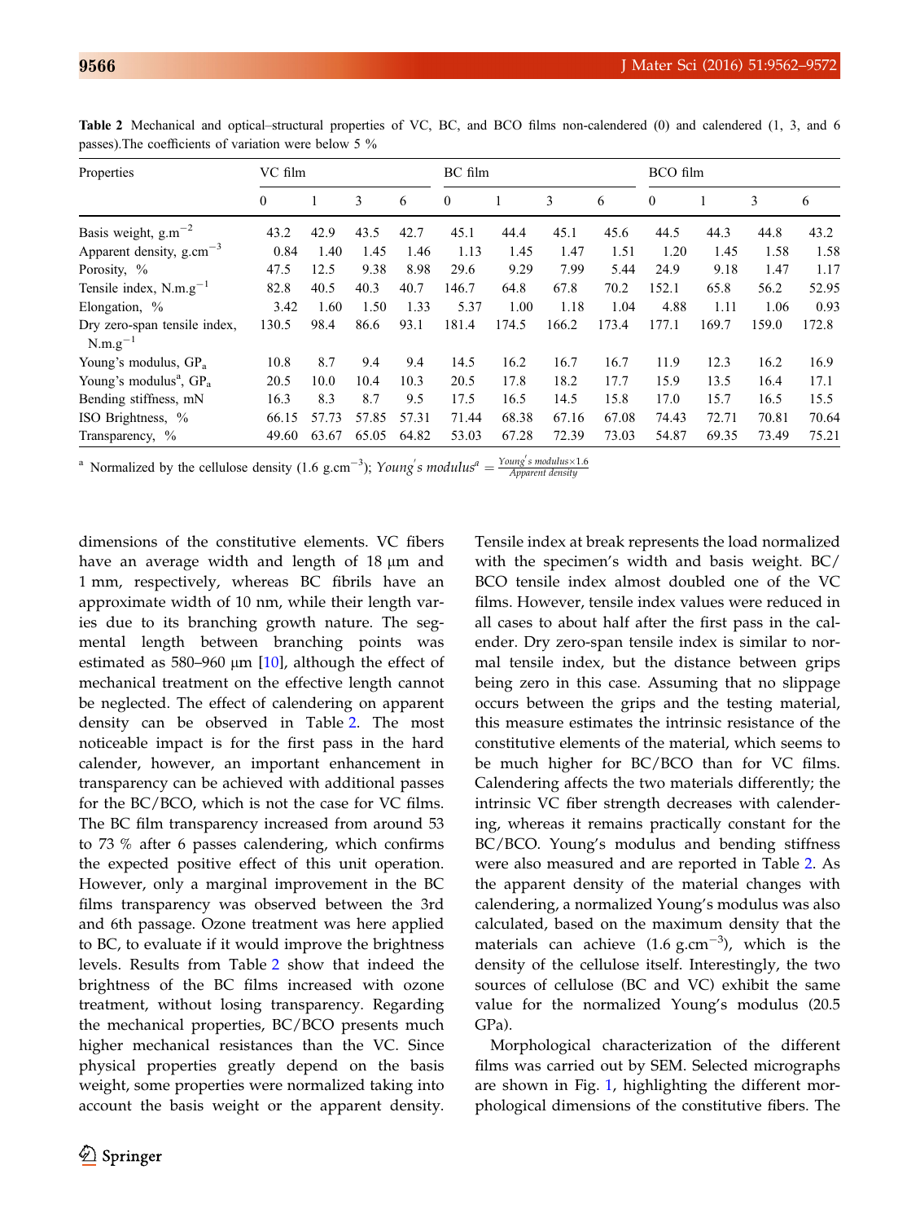**Table 2** Mechanical and optical–structural properties of VC, BC, and BCO films non-calendered (0) and calendered (1, 3, and 6 passes).The coefficients of variation were below 5 %

| Properties | VC film | | | | BC film | | | | BCO film | | | |
|---|---|---|---|---|---|---|---|---|---|---|---|---|
| | 0 | 1 | 3 | 6 | 0 | 1 | 3 | 6 | 0 | 1 | 3 | 6 |
| Basis weight, g.m$^{-2}$ | 43.2 | 42.9 | 43.5 | 42.7 | 45.1 | 44.4 | 45.1 | 45.6 | 44.5 | 44.3 | 44.8 | 43.2 |
| Apparent density, g.cm$^{-3}$ | 0.84 | 1.40 | 1.45 | 1.46 | 1.13 | 1.45 | 1.47 | 1.51 | 1.20 | 1.45 | 1.58 | 1.58 |
| Porosity, % | 47.5 | 12.5 | 9.38 | 8.98 | 29.6 | 9.29 | 7.99 | 5.44 | 24.9 | 9.18 | 1.47 | 1.17 |
| Tensile index, N.m.g$^{-1}$ | 82.8 | 40.5 | 40.3 | 40.7 | 146.7 | 64.8 | 67.8 | 70.2 | 152.1 | 65.8 | 56.2 | 52.95 |
| Elongation, % | 3.42 | 1.60 | 1.50 | 1.33 | 5.37 | 1.00 | 1.18 | 1.04 | 4.88 | 1.11 | 1.06 | 0.93 |
| Dry zero-span tensile index, N.m.g$^{-1}$ | 130.5 | 98.4 | 86.6 | 93.1 | 181.4 | 174.5 | 166.2 | 173.4 | 177.1 | 169.7 | 159.0 | 172.8 |
| Young's modulus, GP$_a$ | 10.8 | 8.7 | 9.4 | 9.4 | 14.5 | 16.2 | 16.7 | 16.7 | 11.9 | 12.3 | 16.2 | 16.9 |
| Young's modulus[a], GP$_a$ | 20.5 | 10.0 | 10.4 | 10.3 | 20.5 | 17.8 | 18.2 | 17.7 | 15.9 | 13.5 | 16.4 | 17.1 |
| Bending stiffness, mN | 16.3 | 8.3 | 8.7 | 9.5 | 17.5 | 16.5 | 14.5 | 15.8 | 17.0 | 15.7 | 16.5 | 15.5 |
| ISO Brightness, % | 66.15 | 57.73 | 57.85 | 57.31 | 71.44 | 68.38 | 67.16 | 67.08 | 74.43 | 72.71 | 70.81 | 70.64 |
| Transparency, % | 49.60 | 63.67 | 65.05 | 64.82 | 53.03 | 67.28 | 72.39 | 73.03 | 54.87 | 69.35 | 73.49 | 75.21 |

[a] Normalized by the cellulose density (1.6 g.cm$^{-3}$); $Young's\ modulus^{a} = \frac{Young's\ modulus \times 1.6}{Apparent\ density}$

dimensions of the constitutive elements. VC fibers have an average width and length of 18 μm and 1 mm, respectively, whereas BC fibrils have an approximate width of 10 nm, while their length varies due to its branching growth nature. The segmental length between branching points was estimated as 580–960 μm [10], although the effect of mechanical treatment on the effective length cannot be neglected. The effect of calendering on apparent density can be observed in Table 2. The most noticeable impact is for the first pass in the hard calender, however, an important enhancement in transparency can be achieved with additional passes for the BC/BCO, which is not the case for VC films. The BC film transparency increased from around 53 to 73 % after 6 passes calendering, which confirms the expected positive effect of this unit operation. However, only a marginal improvement in the BC films transparency was observed between the 3rd and 6th passage. Ozone treatment was here applied to BC, to evaluate if it would improve the brightness levels. Results from Table 2 show that indeed the brightness of the BC films increased with ozone treatment, without losing transparency. Regarding the mechanical properties, BC/BCO presents much higher mechanical resistances than the VC. Since physical properties greatly depend on the basis weight, some properties were normalized taking into account the basis weight or the apparent density. Tensile index at break represents the load normalized with the specimen's width and basis weight. BC/BCO tensile index almost doubled one of the VC films. However, tensile index values were reduced in all cases to about half after the first pass in the calender. Dry zero-span tensile index is similar to normal tensile index, but the distance between grips being zero in this case. Assuming that no slippage occurs between the grips and the testing material, this measure estimates the intrinsic resistance of the constitutive elements of the material, which seems to be much higher for BC/BCO than for VC films. Calendering affects the two materials differently; the intrinsic VC fiber strength decreases with calendering, whereas it remains practically constant for the BC/BCO. Young's modulus and bending stiffness were also measured and are reported in Table 2. As the apparent density of the material changes with calendering, a normalized Young's modulus was also calculated, based on the maximum density that the materials can achieve (1.6 g.cm$^{-3}$), which is the density of the cellulose itself. Interestingly, the two sources of cellulose (BC and VC) exhibit the same value for the normalized Young's modulus (20.5 GPa).

Morphological characterization of the different films was carried out by SEM. Selected micrographs are shown in Fig. 1, highlighting the different morphological dimensions of the constitutive fibers. The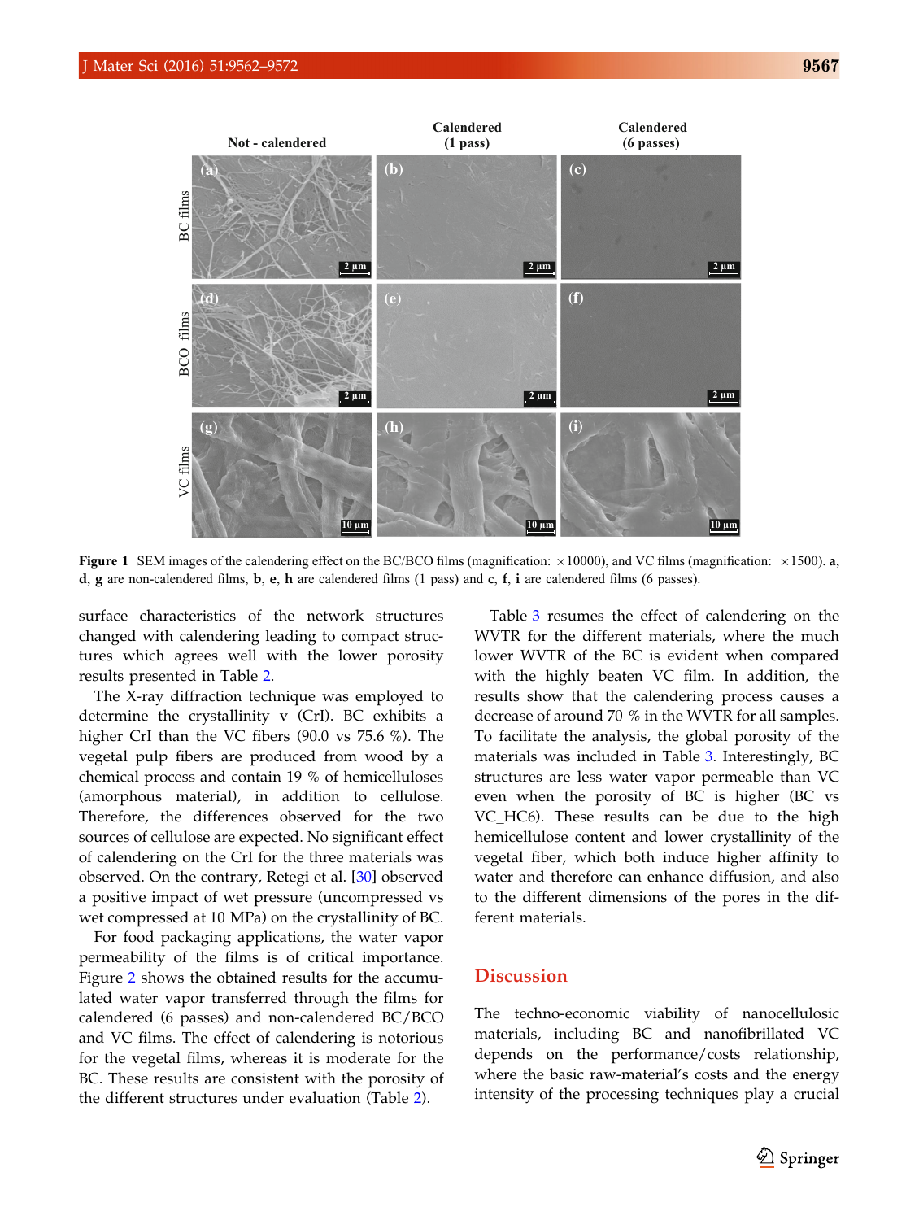**Figure 1** SEM images of the calendering effect on the BC/BCO films (magnification: ×10000), and VC films (magnification: ×1500). **a**, **d**, **g** are non-calendered films, **b**, **e**, **h** are calendered films (1 pass) and **c**, **f**, **i** are calendered films (6 passes).

surface characteristics of the network structures changed with calendering leading to compact structures which agrees well with the lower porosity results presented in Table 2.

The X-ray diffraction technique was employed to determine the crystallinity v (CrI). BC exhibits a higher CrI than the VC fibers (90.0 vs 75.6 %). The vegetal pulp fibers are produced from wood by a chemical process and contain 19 % of hemicelluloses (amorphous material), in addition to cellulose. Therefore, the differences observed for the two sources of cellulose are expected. No significant effect of calendering on the CrI for the three materials was observed. On the contrary, Retegi et al. [30] observed a positive impact of wet pressure (uncompressed vs wet compressed at 10 MPa) on the crystallinity of BC.

For food packaging applications, the water vapor permeability of the films is of critical importance. Figure 2 shows the obtained results for the accumulated water vapor transferred through the films for calendered (6 passes) and non-calendered BC/BCO and VC films. The effect of calendering is notorious for the vegetal films, whereas it is moderate for the BC. These results are consistent with the porosity of the different structures under evaluation (Table 2).

Table 3 resumes the effect of calendering on the WVTR for the different materials, where the much lower WVTR of the BC is evident when compared with the highly beaten VC film. In addition, the results show that the calendering process causes a decrease of around 70 % in the WVTR for all samples. To facilitate the analysis, the global porosity of the materials was included in Table 3. Interestingly, BC structures are less water vapor permeable than VC even when the porosity of BC is higher (BC vs VC_HC6). These results can be due to the high hemicellulose content and lower crystallinity of the vegetal fiber, which both induce higher affinity to water and therefore can enhance diffusion, and also to the different dimensions of the pores in the different materials.

## Discussion

The techno-economic viability of nanocellulosic materials, including BC and nanofibrillated VC depends on the performance/costs relationship, where the basic raw-material's costs and the energy intensity of the processing techniques play a crucial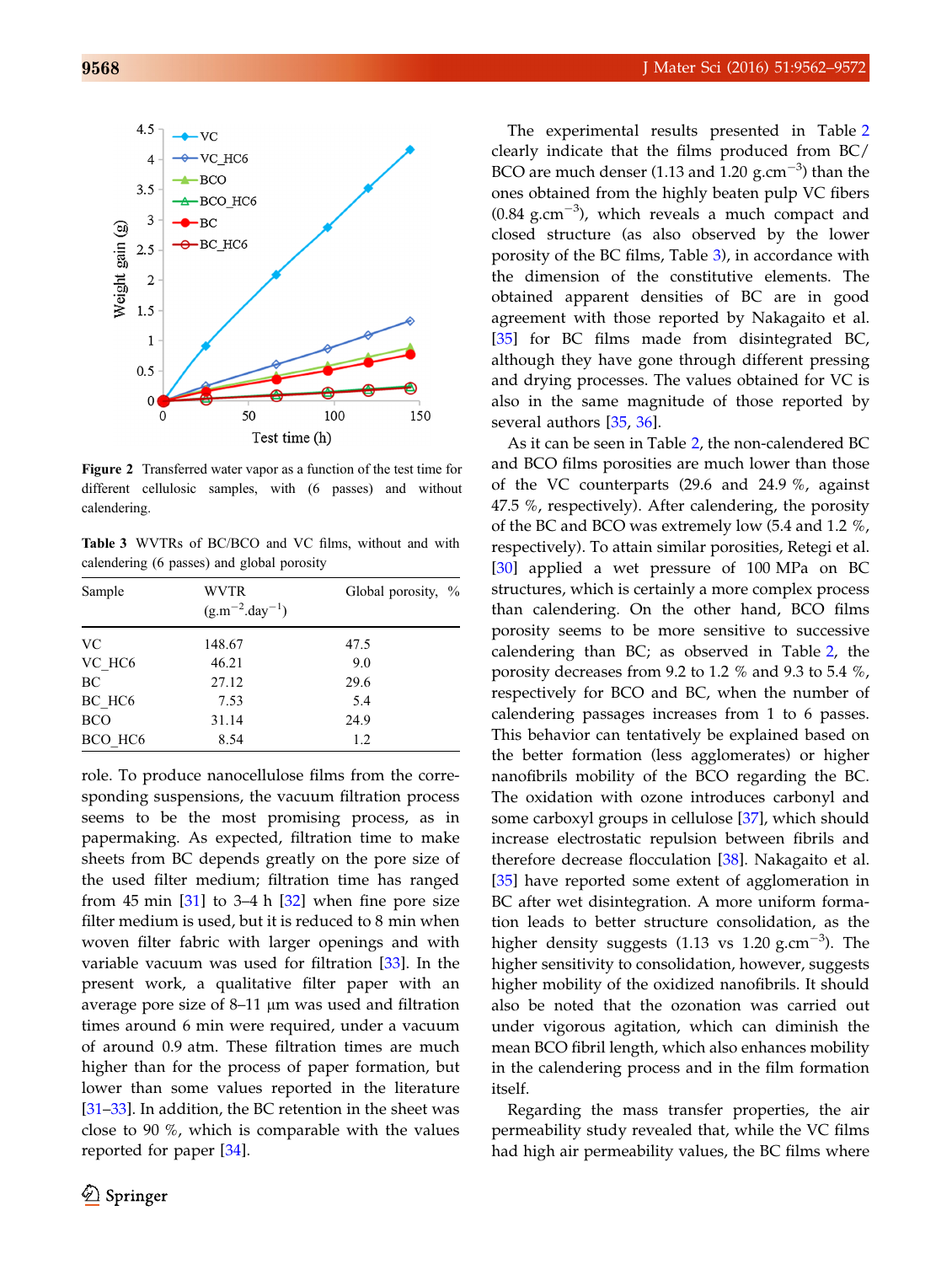**Figure 2** Transferred water vapor as a function of the test time for different cellulosic samples, with (6 passes) and without calendering.

**Table 3** WVTRs of BC/BCO and VC films, without and with calendering (6 passes) and global porosity

| Sample | WVTR ($g.m^{-2}.day^{-1}$) | Global porosity, % |
|---|---|---|
| VC | 148.67 | 47.5 |
| VC_HC6 | 46.21 | 9.0 |
| BC | 27.12 | 29.6 |
| BC_HC6 | 7.53 | 5.4 |
| BCO | 31.14 | 24.9 |
| BCO_HC6 | 8.54 | 1.2 |

role. To produce nanocellulose films from the corresponding suspensions, the vacuum filtration process seems to be the most promising process, as in papermaking. As expected, filtration time to make sheets from BC depends greatly on the pore size of the used filter medium; filtration time has ranged from 45 min [31] to 3–4 h [32] when fine pore size filter medium is used, but it is reduced to 8 min when woven filter fabric with larger openings and with variable vacuum was used for filtration [33]. In the present work, a qualitative filter paper with an average pore size of 8–11 µm was used and filtration times around 6 min were required, under a vacuum of around 0.9 atm. These filtration times are much higher than for the process of paper formation, but lower than some values reported in the literature [31–33]. In addition, the BC retention in the sheet was close to 90 %, which is comparable with the values reported for paper [34].

The experimental results presented in Table 2 clearly indicate that the films produced from BC/BCO are much denser (1.13 and 1.20 $g.cm^{-3}$) than the ones obtained from the highly beaten pulp VC fibers (0.84 $g.cm^{-3}$), which reveals a much compact and closed structure (as also observed by the lower porosity of the BC films, Table 3), in accordance with the dimension of the constitutive elements. The obtained apparent densities of BC are in good agreement with those reported by Nakagaito et al. [35] for BC films made from disintegrated BC, although they have gone through different pressing and drying processes. The values obtained for VC is also in the same magnitude of those reported by several authors [35, 36].

As it can be seen in Table 2, the non-calendered BC and BCO films porosities are much lower than those of the VC counterparts (29.6 and 24.9 %, against 47.5 %, respectively). After calendering, the porosity of the BC and BCO was extremely low (5.4 and 1.2 %, respectively). To attain similar porosities, Retegi et al. [30] applied a wet pressure of 100 MPa on BC structures, which is certainly a more complex process than calendering. On the other hand, BCO films porosity seems to be more sensitive to successive calendering than BC; as observed in Table 2, the porosity decreases from 9.2 to 1.2 % and 9.3 to 5.4 %, respectively for BCO and BC, when the number of calendering passages increases from 1 to 6 passes. This behavior can tentatively be explained based on the better formation (less agglomerates) or higher nanofibrils mobility of the BCO regarding the BC. The oxidation with ozone introduces carbonyl and some carboxyl groups in cellulose [37], which should increase electrostatic repulsion between fibrils and therefore decrease flocculation [38]. Nakagaito et al. [35] have reported some extent of agglomeration in BC after wet disintegration. A more uniform formation leads to better structure consolidation, as the higher density suggests (1.13 vs 1.20 $g.cm^{-3}$). The higher sensitivity to consolidation, however, suggests higher mobility of the oxidized nanofibrils. It should also be noted that the ozonation was carried out under vigorous agitation, which can diminish the mean BCO fibril length, which also enhances mobility in the calendering process and in the film formation itself.

Regarding the mass transfer properties, the air permeability study revealed that, while the VC films had high air permeability values, the BC films where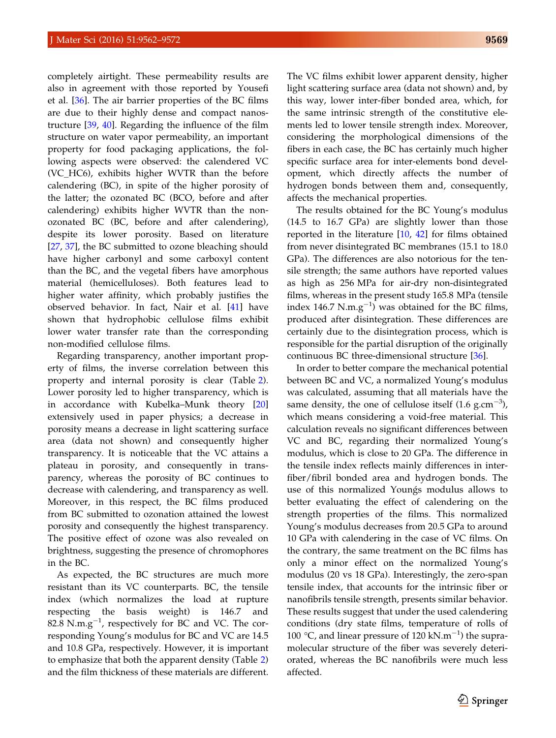completely airtight. These permeability results are also in agreement with those reported by Yousefi et al. [36]. The air barrier properties of the BC films are due to their highly dense and compact nanostructure [39, 40]. Regarding the influence of the film structure on water vapor permeability, an important property for food packaging applications, the following aspects were observed: the calendered VC (VC_HC6), exhibits higher WVTR than the before calendering (BC), in spite of the higher porosity of the latter; the ozonated BC (BCO, before and after calendering) exhibits higher WVTR than the non-ozonated BC (BC, before and after calendering), despite its lower porosity. Based on literature [27, 37], the BC submitted to ozone bleaching should have higher carbonyl and some carboxyl content than the BC, and the vegetal fibers have amorphous material (hemicelluloses). Both features lead to higher water affinity, which probably justifies the observed behavior. In fact, Nair et al. [41] have shown that hydrophobic cellulose films exhibit lower water transfer rate than the corresponding non-modified cellulose films.

Regarding transparency, another important property of films, the inverse correlation between this property and internal porosity is clear (Table 2). Lower porosity led to higher transparency, which is in accordance with Kubelka–Munk theory [20] extensively used in paper physics; a decrease in porosity means a decrease in light scattering surface area (data not shown) and consequently higher transparency. It is noticeable that the VC attains a plateau in porosity, and consequently in transparency, whereas the porosity of BC continues to decrease with calendering, and transparency as well. Moreover, in this respect, the BC films produced from BC submitted to ozonation attained the lowest porosity and consequently the highest transparency. The positive effect of ozone was also revealed on brightness, suggesting the presence of chromophores in the BC.

As expected, the BC structures are much more resistant than its VC counterparts. BC, the tensile index (which normalizes the load at rupture respecting the basis weight) is 146.7 and 82.8 N.m.g$^{-1}$, respectively for BC and VC. The corresponding Young's modulus for BC and VC are 14.5 and 10.8 GPa, respectively. However, it is important to emphasize that both the apparent density (Table 2) and the film thickness of these materials are different. The VC films exhibit lower apparent density, higher light scattering surface area (data not shown) and, by this way, lower inter-fiber bonded area, which, for the same intrinsic strength of the constitutive elements led to lower tensile strength index. Moreover, considering the morphological dimensions of the fibers in each case, the BC has certainly much higher specific surface area for inter-elements bond development, which directly affects the number of hydrogen bonds between them and, consequently, affects the mechanical properties.

The results obtained for the BC Young's modulus (14.5 to 16.7 GPa) are slightly lower than those reported in the literature [10, 42] for films obtained from never disintegrated BC membranes (15.1 to 18.0 GPa). The differences are also notorious for the tensile strength; the same authors have reported values as high as 256 MPa for air-dry non-disintegrated films, whereas in the present study 165.8 MPa (tensile index 146.7 N.m.g$^{-1}$) was obtained for the BC films, produced after disintegration. These differences are certainly due to the disintegration process, which is responsible for the partial disruption of the originally continuous BC three-dimensional structure [36].

In order to better compare the mechanical potential between BC and VC, a normalized Young's modulus was calculated, assuming that all materials have the same density, the one of cellulose itself (1.6 g.cm$^{-3}$), which means considering a void-free material. This calculation reveals no significant differences between VC and BC, regarding their normalized Young's modulus, which is close to 20 GPa. The difference in the tensile index reflects mainly differences in inter-fiber/fibril bonded area and hydrogen bonds. The use of this normalized Youngś modulus allows to better evaluating the effect of calendering on the strength properties of the films. This normalized Young's modulus decreases from 20.5 GPa to around 10 GPa with calendering in the case of VC films. On the contrary, the same treatment on the BC films has only a minor effect on the normalized Young's modulus (20 vs 18 GPa). Interestingly, the zero-span tensile index, that accounts for the intrinsic fiber or nanofibrils tensile strength, presents similar behavior. These results suggest that under the used calendering conditions (dry state films, temperature of rolls of 100 °C, and linear pressure of 120 kN.m$^{-1}$) the supramolecular structure of the fiber was severely deteriorated, whereas the BC nanofibrils were much less affected.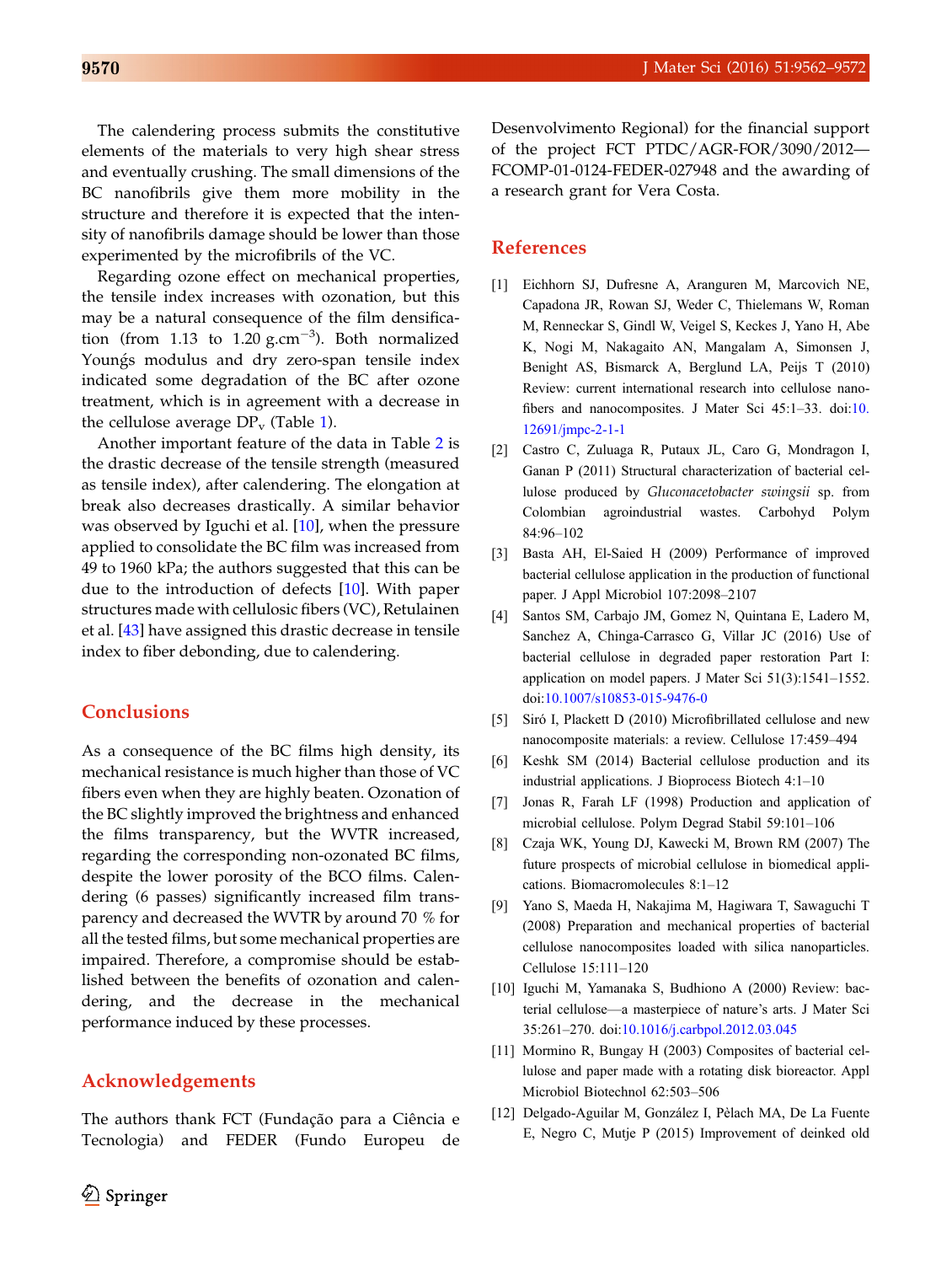The calendering process submits the constitutive elements of the materials to very high shear stress and eventually crushing. The small dimensions of the BC nanofibrils give them more mobility in the structure and therefore it is expected that the intensity of nanofibrils damage should be lower than those experimented by the microfibrils of the VC.

Regarding ozone effect on mechanical properties, the tensile index increases with ozonation, but this may be a natural consequence of the film densification (from 1.13 to 1.20 g.cm$^{-3}$). Both normalized Youngś modulus and dry zero-span tensile index indicated some degradation of the BC after ozone treatment, which is in agreement with a decrease in the cellulose average $DP_v$ (Table 1).

Another important feature of the data in Table 2 is the drastic decrease of the tensile strength (measured as tensile index), after calendering. The elongation at break also decreases drastically. A similar behavior was observed by Iguchi et al. [10], when the pressure applied to consolidate the BC film was increased from 49 to 1960 kPa; the authors suggested that this can be due to the introduction of defects [10]. With paper structures made with cellulosic fibers (VC), Retulainen et al. [43] have assigned this drastic decrease in tensile index to fiber debonding, due to calendering.

## Conclusions

As a consequence of the BC films high density, its mechanical resistance is much higher than those of VC fibers even when they are highly beaten. Ozonation of the BC slightly improved the brightness and enhanced the films transparency, but the WVTR increased, regarding the corresponding non-ozonated BC films, despite the lower porosity of the BCO films. Calendering (6 passes) significantly increased film transparency and decreased the WVTR by around 70 % for all the tested films, but some mechanical properties are impaired. Therefore, a compromise should be established between the benefits of ozonation and calendering, and the decrease in the mechanical performance induced by these processes.

## Acknowledgements

The authors thank FCT (Fundação para a Ciência e Tecnologia) and FEDER (Fundo Europeu de Desenvolvimento Regional) for the financial support of the project FCT PTDC/AGR-FOR/3090/2012—FCOMP-01-0124-FEDER-027948 and the awarding of a research grant for Vera Costa.

## References

[1] Eichhorn SJ, Dufresne A, Aranguren M, Marcovich NE, Capadona JR, Rowan SJ, Weder C, Thielemans W, Roman M, Renneckar S, Gindl W, Veigel S, Keckes J, Yano H, Abe K, Nogi M, Nakagaito AN, Mangalam A, Simonsen J, Benight AS, Bismarck A, Berglund LA, Peijs T (2010) Review: current international research into cellulose nanofibers and nanocomposites. J Mater Sci 45:1–33. doi:10.12691/jmpc-2-1-1

[2] Castro C, Zuluaga R, Putaux JL, Caro G, Mondragon I, Ganan P (2011) Structural characterization of bacterial cellulose produced by *Gluconacetobacter swingsii* sp. from Colombian agroindustrial wastes. Carbohyd Polym 84:96–102

[3] Basta AH, El-Saied H (2009) Performance of improved bacterial cellulose application in the production of functional paper. J Appl Microbiol 107:2098–2107

[4] Santos SM, Carbajo JM, Gomez N, Quintana E, Ladero M, Sanchez A, Chinga-Carrasco G, Villar JC (2016) Use of bacterial cellulose in degraded paper restoration Part I: application on model papers. J Mater Sci 51(3):1541–1552. doi:10.1007/s10853-015-9476-0

[5] Siró I, Plackett D (2010) Microfibrillated cellulose and new nanocomposite materials: a review. Cellulose 17:459–494

[6] Keshk SM (2014) Bacterial cellulose production and its industrial applications. J Bioprocess Biotech 4:1–10

[7] Jonas R, Farah LF (1998) Production and application of microbial cellulose. Polym Degrad Stabil 59:101–106

[8] Czaja WK, Young DJ, Kawecki M, Brown RM (2007) The future prospects of microbial cellulose in biomedical applications. Biomacromolecules 8:1–12

[9] Yano S, Maeda H, Nakajima M, Hagiwara T, Sawaguchi T (2008) Preparation and mechanical properties of bacterial cellulose nanocomposites loaded with silica nanoparticles. Cellulose 15:111–120

[10] Iguchi M, Yamanaka S, Budhiono A (2000) Review: bacterial cellulose—a masterpiece of nature's arts. J Mater Sci 35:261–270. doi:10.1016/j.carbpol.2012.03.045

[11] Mormino R, Bungay H (2003) Composites of bacterial cellulose and paper made with a rotating disk bioreactor. Appl Microbiol Biotechnol 62:503–506

[12] Delgado-Aguilar M, González I, Pèlach MA, De La Fuente E, Negro C, Mutje P (2015) Improvement of deinked old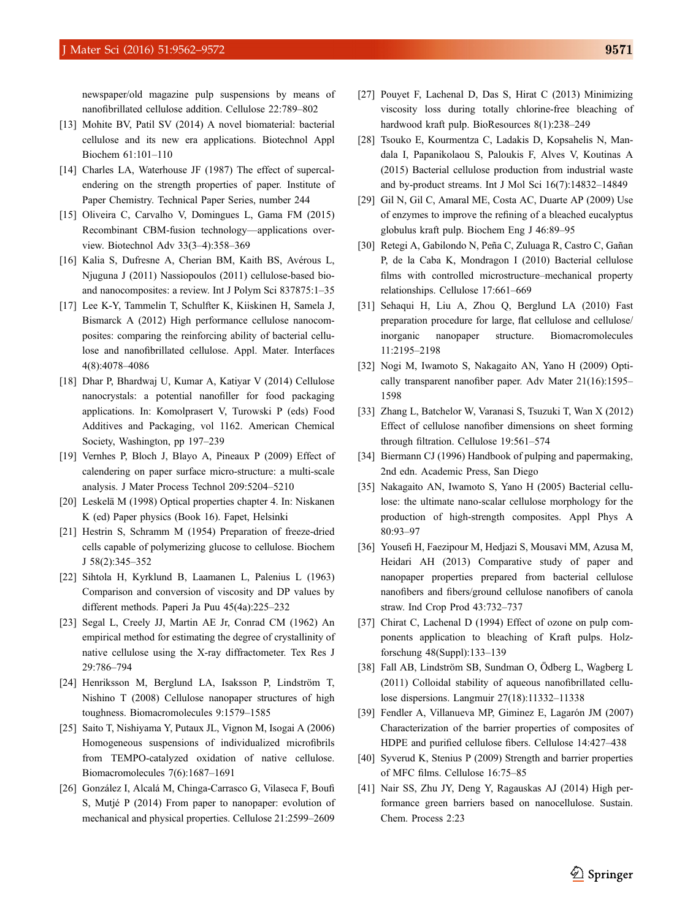newspaper/old magazine pulp suspensions by means of nanofibrillated cellulose addition. Cellulose 22:789–802

[13] Mohite BV, Patil SV (2014) A novel biomaterial: bacterial cellulose and its new era applications. Biotechnol Appl Biochem 61:101–110

[14] Charles LA, Waterhouse JF (1987) The effect of supercalendering on the strength properties of paper. Institute of Paper Chemistry. Technical Paper Series, number 244

[15] Oliveira C, Carvalho V, Domingues L, Gama FM (2015) Recombinant CBM-fusion technology—applications overview. Biotechnol Adv 33(3–4):358–369

[16] Kalia S, Dufresne A, Cherian BM, Kaith BS, Avérous L, Njuguna J (2011) Nassiopoulos (2011) cellulose-based bio- and nanocomposites: a review. Int J Polym Sci 837875:1–35

[17] Lee K-Y, Tammelin T, Schulfter K, Kiiskinen H, Samela J, Bismarck A (2012) High performance cellulose nanocomposites: comparing the reinforcing ability of bacterial cellulose and nanofibrillated cellulose. Appl. Mater. Interfaces 4(8):4078–4086

[18] Dhar P, Bhardwaj U, Kumar A, Katiyar V (2014) Cellulose nanocrystals: a potential nanofiller for food packaging applications. In: Komolprasert V, Turowski P (eds) Food Additives and Packaging, vol 1162. American Chemical Society, Washington, pp 197–239

[19] Vernhes P, Bloch J, Blayo A, Pineaux P (2009) Effect of calendering on paper surface micro-structure: a multi-scale analysis. J Mater Process Technol 209:5204–5210

[20] Leskelä M (1998) Optical properties chapter 4. In: Niskanen K (ed) Paper physics (Book 16). Fapet, Helsinki

[21] Hestrin S, Schramm M (1954) Preparation of freeze-dried cells capable of polymerizing glucose to cellulose. Biochem J 58(2):345–352

[22] Sihtola H, Kyrklund B, Laamanen L, Palenius L (1963) Comparison and conversion of viscosity and DP values by different methods. Paperi Ja Puu 45(4a):225–232

[23] Segal L, Creely JJ, Martin AE Jr, Conrad CM (1962) An empirical method for estimating the degree of crystallinity of native cellulose using the X-ray diffractometer. Tex Res J 29:786–794

[24] Henriksson M, Berglund LA, Isaksson P, Lindström T, Nishino T (2008) Cellulose nanopaper structures of high toughness. Biomacromolecules 9:1579–1585

[25] Saito T, Nishiyama Y, Putaux JL, Vignon M, Isogai A (2006) Homogeneous suspensions of individualized microfibrils from TEMPO-catalyzed oxidation of native cellulose. Biomacromolecules 7(6):1687–1691

[26] González I, Alcalá M, Chinga-Carrasco G, Vilaseca F, Boufi S, Mutjé P (2014) From paper to nanopaper: evolution of mechanical and physical properties. Cellulose 21:2599–2609

[27] Pouyet F, Lachenal D, Das S, Hirat C (2013) Minimizing viscosity loss during totally chlorine-free bleaching of hardwood kraft pulp. BioResources 8(1):238–249

[28] Tsouko E, Kourmentza C, Ladakis D, Kopsahelis N, Mandala I, Papanikolaou S, Paloukis F, Alves V, Koutinas A (2015) Bacterial cellulose production from industrial waste and by-product streams. Int J Mol Sci 16(7):14832–14849

[29] Gil N, Gil C, Amaral ME, Costa AC, Duarte AP (2009) Use of enzymes to improve the refining of a bleached eucalyptus globulus kraft pulp. Biochem Eng J 46:89–95

[30] Retegi A, Gabilondo N, Peña C, Zuluaga R, Castro C, Gañan P, de la Caba K, Mondragon I (2010) Bacterial cellulose films with controlled microstructure–mechanical property relationships. Cellulose 17:661–669

[31] Sehaqui H, Liu A, Zhou Q, Berglund LA (2010) Fast preparation procedure for large, flat cellulose and cellulose/inorganic nanopaper structure. Biomacromolecules 11:2195–2198

[32] Nogi M, Iwamoto S, Nakagaito AN, Yano H (2009) Optically transparent nanofiber paper. Adv Mater 21(16):1595–1598

[33] Zhang L, Batchelor W, Varanasi S, Tsuzuki T, Wan X (2012) Effect of cellulose nanofiber dimensions on sheet forming through filtration. Cellulose 19:561–574

[34] Biermann CJ (1996) Handbook of pulping and papermaking, 2nd edn. Academic Press, San Diego

[35] Nakagaito AN, Iwamoto S, Yano H (2005) Bacterial cellulose: the ultimate nano-scalar cellulose morphology for the production of high-strength composites. Appl Phys A 80:93–97

[36] Yousefi H, Faezipour M, Hedjazi S, Mousavi MM, Azusa M, Heidari AH (2013) Comparative study of paper and nanopaper properties prepared from bacterial cellulose nanofibers and fibers/ground cellulose nanofibers of canola straw. Ind Crop Prod 43:732–737

[37] Chirat C, Lachenal D (1994) Effect of ozone on pulp components application to bleaching of Kraft pulps. Holzforschung 48(Suppl):133–139

[38] Fall AB, Lindström SB, Sundman O, Ödberg L, Wagberg L (2011) Colloidal stability of aqueous nanofibrillated cellulose dispersions. Langmuir 27(18):11332–11338

[39] Fendler A, Villanueva MP, Giminez E, Lagarón JM (2007) Characterization of the barrier properties of composites of HDPE and purified cellulose fibers. Cellulose 14:427–438

[40] Syverud K, Stenius P (2009) Strength and barrier properties of MFC films. Cellulose 16:75–85

[41] Nair SS, Zhu JY, Deng Y, Ragauskas AJ (2014) High performance green barriers based on nanocellulose. Sustain. Chem. Process 2:23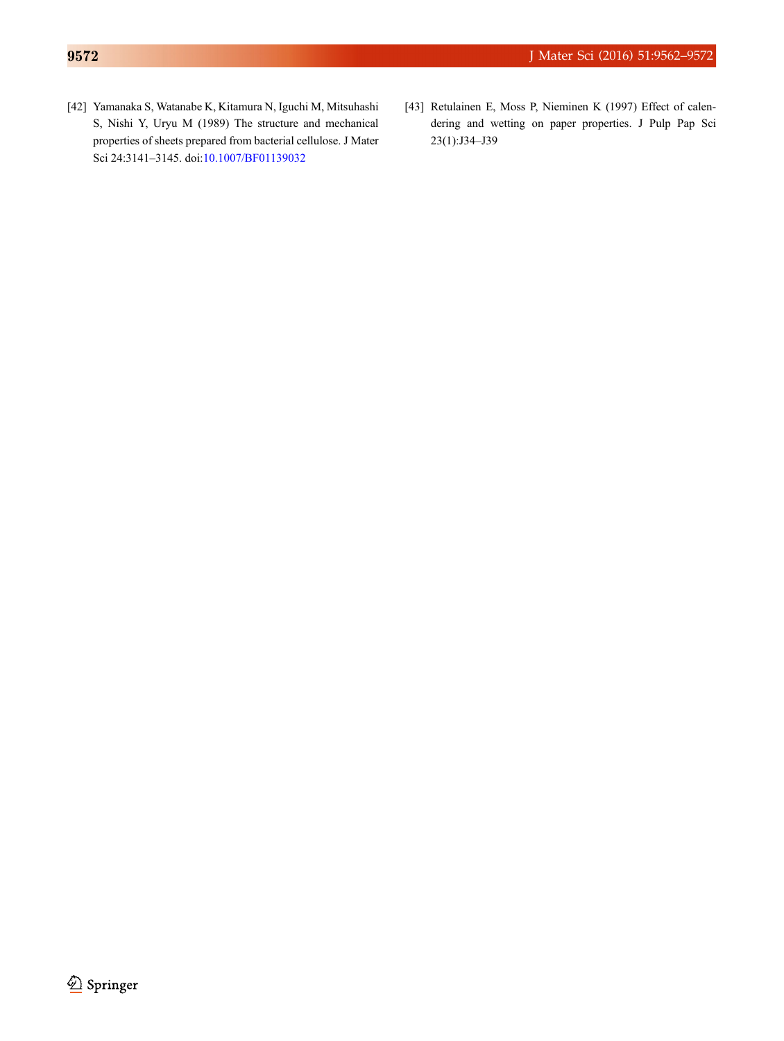[42] Yamanaka S, Watanabe K, Kitamura N, Iguchi M, Mitsuhashi S, Nishi Y, Uryu M (1989) The structure and mechanical properties of sheets prepared from bacterial cellulose. J Mater Sci 24:3141–3145. doi:10.1007/BF01139032

[43] Retulainen E, Moss P, Nieminen K (1997) Effect of calendering and wetting on paper properties. J Pulp Pap Sci 23(1):J34–J39